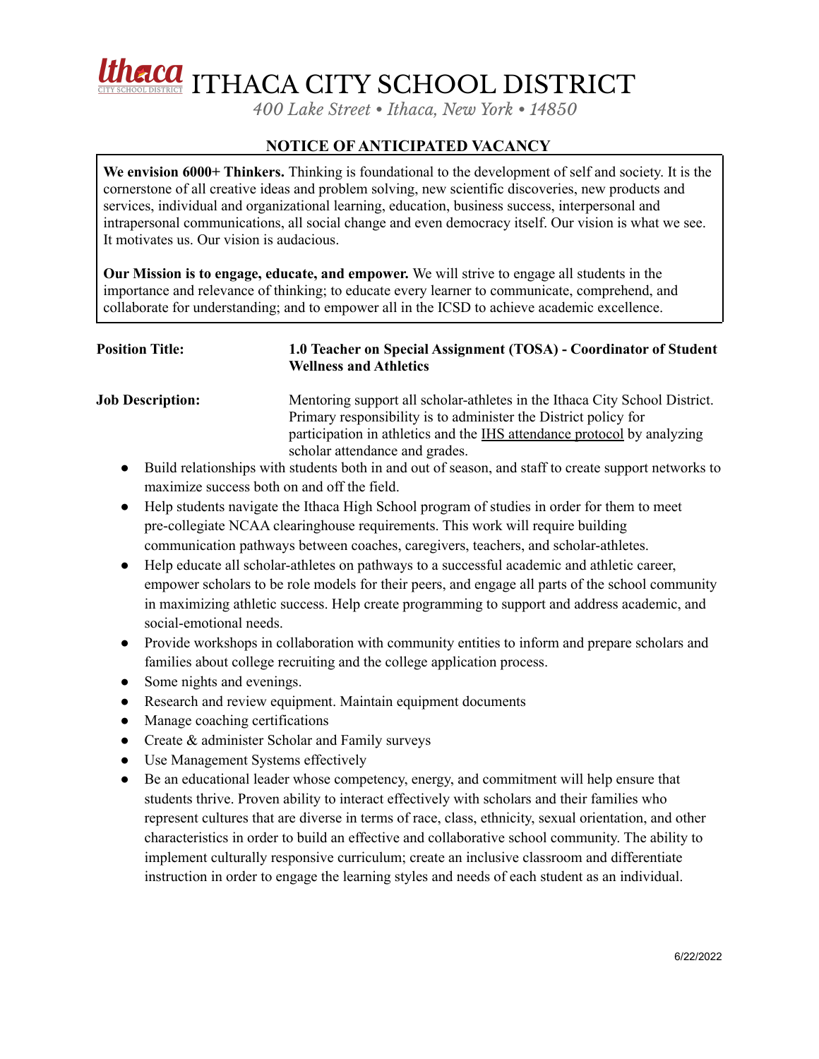# ITHACA CITY SCHOOL DISTRICT

*400 Lake Street • Ithaca, New York • 14850*

## NOTICE OF ANTICIPATED VACANCY

**We envision 6000+ Thinkers.** Thinking is foundational to the development of self and society. It is the cornerstone of all creative ideas and problem solving, new scientific discoveries, new products and services, individual and organizational learning, education, business success, interpersonal and intrapersonal communications, all social change and even democracy itself. Our vision is what we see. It motivates us. Our vision is audacious.

**Our Mission is to engage, educate, and empower.** We will strive to engage all students in the importance and relevance of thinking; to educate every learner to communicate, comprehend, and collaborate for understanding; and to empower all in the ICSD to achieve academic excellence.

**Position Title:** **1.0 Teacher on Special Assignment (TOSA) - Coordinator of Student Wellness and Athletics**

**Job Description:** Mentoring support all scholar-athletes in the Ithaca City School District. Primary responsibility is to administer the District policy for participation in athletics and the IHS attendance protocol by analyzing scholar attendance and grades.

- Build relationships with students both in and out of season, and staff to create support networks to maximize success both on and off the field.
- Help students navigate the Ithaca High School program of studies in order for them to meet pre-collegiate NCAA clearinghouse requirements. This work will require building communication pathways between coaches, caregivers, teachers, and scholar-athletes.
- Help educate all scholar-athletes on pathways to a successful academic and athletic career, empower scholars to be role models for their peers, and engage all parts of the school community in maximizing athletic success. Help create programming to support and address academic, and social-emotional needs.
- Provide workshops in collaboration with community entities to inform and prepare scholars and families about college recruiting and the college application process.
- Some nights and evenings.
- Research and review equipment. Maintain equipment documents
- Manage coaching certifications
- Create & administer Scholar and Family surveys
- Use Management Systems effectively
- Be an educational leader whose competency, energy, and commitment will help ensure that students thrive. Proven ability to interact effectively with scholars and their families who represent cultures that are diverse in terms of race, class, ethnicity, sexual orientation, and other characteristics in order to build an effective and collaborative school community. The ability to implement culturally responsive curriculum; create an inclusive classroom and differentiate instruction in order to engage the learning styles and needs of each student as an individual.

6/22/2022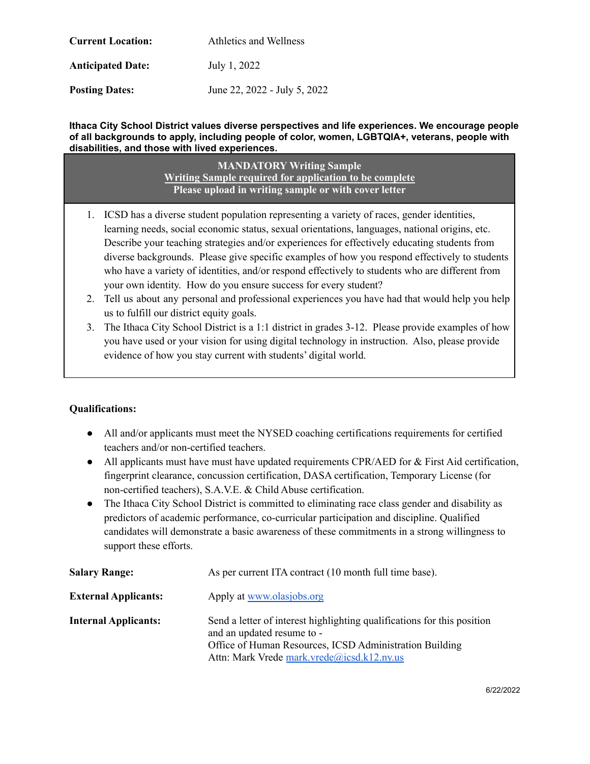**Current Location:** Athletics and Wellness

**Anticipated Date:** July 1, 2022

**Posting Dates:** June 22, 2022 - July 5, 2022

**Ithaca City School District values diverse perspectives and life experiences. We encourage people of all backgrounds to apply, including people of color, women, LGBTQIA+, veterans, people with disabilities, and those with lived experiences.**

**MANDATORY Writing Sample**
**Writing Sample required for application to be complete**
**Please upload in writing sample or with cover letter**

1. ICSD has a diverse student population representing a variety of races, gender identities, learning needs, social economic status, sexual orientations, languages, national origins, etc. Describe your teaching strategies and/or experiences for effectively educating students from diverse backgrounds. Please give specific examples of how you respond effectively to students who have a variety of identities, and/or respond effectively to students who are different from your own identity. How do you ensure success for every student?
2. Tell us about any personal and professional experiences you have had that would help you help us to fulfill our district equity goals.
3. The Ithaca City School District is a 1:1 district in grades 3-12. Please provide examples of how you have used or your vision for using digital technology in instruction. Also, please provide evidence of how you stay current with students' digital world.

**Qualifications:**

- All and/or applicants must meet the NYSED coaching certifications requirements for certified teachers and/or non-certified teachers.
- All applicants must have must have updated requirements CPR/AED for & First Aid certification, fingerprint clearance, concussion certification, DASA certification, Temporary License (for non-certified teachers), S.A.V.E. & Child Abuse certification.
- The Ithaca City School District is committed to eliminating race class gender and disability as predictors of academic performance, co-curricular participation and discipline. Qualified candidates will demonstrate a basic awareness of these commitments in a strong willingness to support these efforts.

**Salary Range:** As per current ITA contract (10 month full time base).

**External Applicants:** Apply at www.olasjobs.org

**Internal Applicants:** Send a letter of interest highlighting qualifications for this position and an updated resume to -
Office of Human Resources, ICSD Administration Building
Attn: Mark Vrede mark.vrede@icsd.k12.ny.us

6/22/2022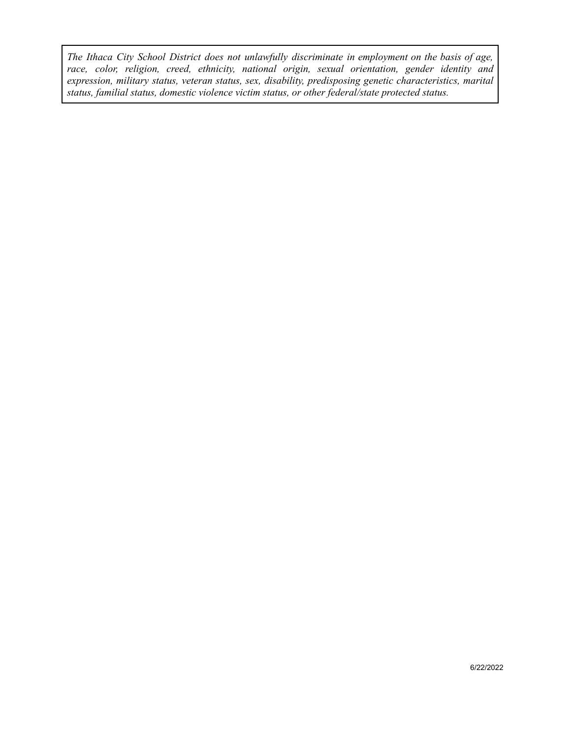*The Ithaca City School District does not unlawfully discriminate in employment on the basis of age, race, color, religion, creed, ethnicity, national origin, sexual orientation, gender identity and expression, military status, veteran status, sex, disability, predisposing genetic characteristics, marital status, familial status, domestic violence victim status, or other federal/state protected status.*

6/22/2022